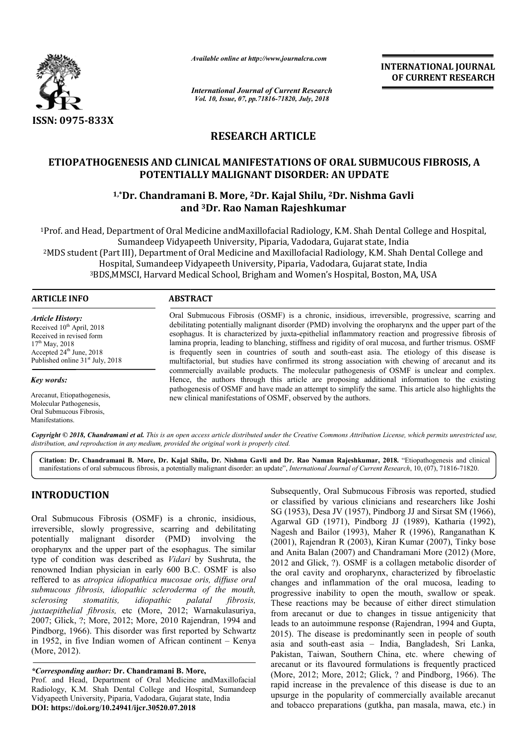ISSN: 0975-833X

*Available online at http://www.journalcra.com*

*International Journal of Current Research*
*Vol. 10, Issue, 07, pp.71816-71820, July, 2018*

**INTERNATIONAL JOURNAL OF CURRENT RESEARCH**

## RESEARCH ARTICLE

# ETIOPATHOGENESIS AND CLINICAL MANIFESTATIONS OF ORAL SUBMUCOUS FIBROSIS, A POTENTIALLY MALIGNANT DISORDER: AN UPDATE

**[1,*]Dr. Chandramani B. More, [2]Dr. Kajal Shilu, [2]Dr. Nishma Gavli and [3]Dr. Rao Naman Rajeshkumar**

[1]Prof. and Head, Department of Oral Medicine andMaxillofacial Radiology, K.M. Shah Dental College and Hospital, Sumandeep Vidyapeeth University, Piparia, Vadodara, Gujarat state, India
[2]MDS student (Part III), Department of Oral Medicine and Maxillofacial Radiology, K.M. Shah Dental College and Hospital, Sumandeep Vidyapeeth University, Piparia, Vadodara, Gujarat state, India
[3]BDS,MMSCI, Harvard Medical School, Brigham and Women's Hospital, Boston, MA, USA

**ARTICLE INFO**

*Article History:*
Received 10th April, 2018
Received in revised form 17th May, 2018
Accepted 24th June, 2018
Published online 31st July, 2018

*Key words:*
Arecanut, Etiopathogenesis, Molecular Pathogenesis, Oral Submucous Fibrosis, Manifestations.

**ABSTRACT**

Oral Submucous Fibrosis (OSMF) is a chronic, insidious, irreversible, progressive, scarring and debilitating potentially malignant disorder (PMD) involving the oropharynx and the upper part of the esophagus. It is characterized by juxta-epithelial inflammatory reaction and progressive fibrosis of lamina propria, leading to blanching, stiffness and rigidity of oral mucosa, and further trismus. OSMF is frequently seen in countries of south and south-east asia. The etiology of this disease is multifactorial, but studies have confirmed its strong association with chewing of arecanut and its commercially available products. The molecular pathogenesis of OSMF is unclear and complex. Hence, the authors through this article are proposing additional information to the existing pathogenesis of OSMF and have made an attempt to simplify the same. This article also highlights the new clinical manifestations of OSMF, observed by the authors.

*Copyright © 2018, Chandramani et al. This is an open access article distributed under the Creative Commons Attribution License, which permits unrestricted use, distribution, and reproduction in any medium, provided the original work is properly cited.*

**Citation: Dr. Chandramani B. More, Dr. Kajal Shilu, Dr. Nishma Gavli and Dr. Rao Naman Rajeshkumar, 2018.** "Etiopathogenesis and clinical manifestations of oral submucous fibrosis, a potentially malignant disorder: an update", *International Journal of Current Research*, 10, (07), 71816-71820.

## INTRODUCTION

Oral Submucous Fibrosis (OSMF) is a chronic, insidious, irreversible, slowly progressive, scarring and debilitating potentially malignant disorder (PMD) involving the oropharynx and the upper part of the esophagus. The similar type of condition was described as *Vidari* by Sushruta, the renowned Indian physician in early 600 B.C. OSMF is also reffered to as *atropica idiopathica mucosae oris, diffuse oral submucous fibrosis, idiopathic scleroderma of the mouth, sclerosing stomatitis, idiopathic palatal fibrosis, juxtaepithelial fibrosis,* etc (More, 2012; Warnakulasuriya, 2007; Glick, ?; More, 2012; More, 2010 Rajendran, 1994 and Pindborg, 1966). This disorder was first reported by Schwartz in 1952, in five Indian women of African continent – Kenya (More, 2012).

Subsequently, Oral Submucous Fibrosis was reported, studied or classified by various clinicians and researchers like Joshi SG (1953), Desa JV (1957), Pindborg JJ and Sirsat SM (1966), Agarwal GD (1971), Pindborg JJ (1989), Katharia (1992), Nagesh and Bailor (1993), Maher R (1996), Ranganathan K (2001), Rajendran R (2003), Kiran Kumar (2007), Tinky bose and Anita Balan (2007) and Chandramani More (2012) (More, 2012 and Glick, ?). OSMF is a collagen metabolic disorder of the oral cavity and oropharynx, characterized by fibroelastic changes and inflammation of the oral mucosa, leading to progressive inability to open the mouth, swallow or speak. These reactions may be because of either direct stimulation from arecanut or due to changes in tissue antigenicity that leads to an autoimmune response (Rajendran, 1994 and Gupta, 2015). The disease is predominantly seen in people of south asia and south-east asia – India, Bangladesh, Sri Lanka, Pakistan, Taiwan, Southern China, etc. where chewing of arecanut or its flavoured formulations is frequently practiced (More, 2012; More, 2012; Glick, ? and Pindborg, 1966). The rapid increase in the prevalence of this disease is due to an upsurge in the popularity of commercially available arecanut and tobacco preparations (gutkha, pan masala, mawa, etc.) in

**\*Corresponding author: Dr. Chandramani B. More,**
Prof. and Head, Department of Oral Medicine andMaxillofacial Radiology, K.M. Shah Dental College and Hospital, Sumandeep Vidyapeeth University, Piparia, Vadodara, Gujarat state, India
**DOI: https://doi.org/10.24941/ijcr.30520.07.2018**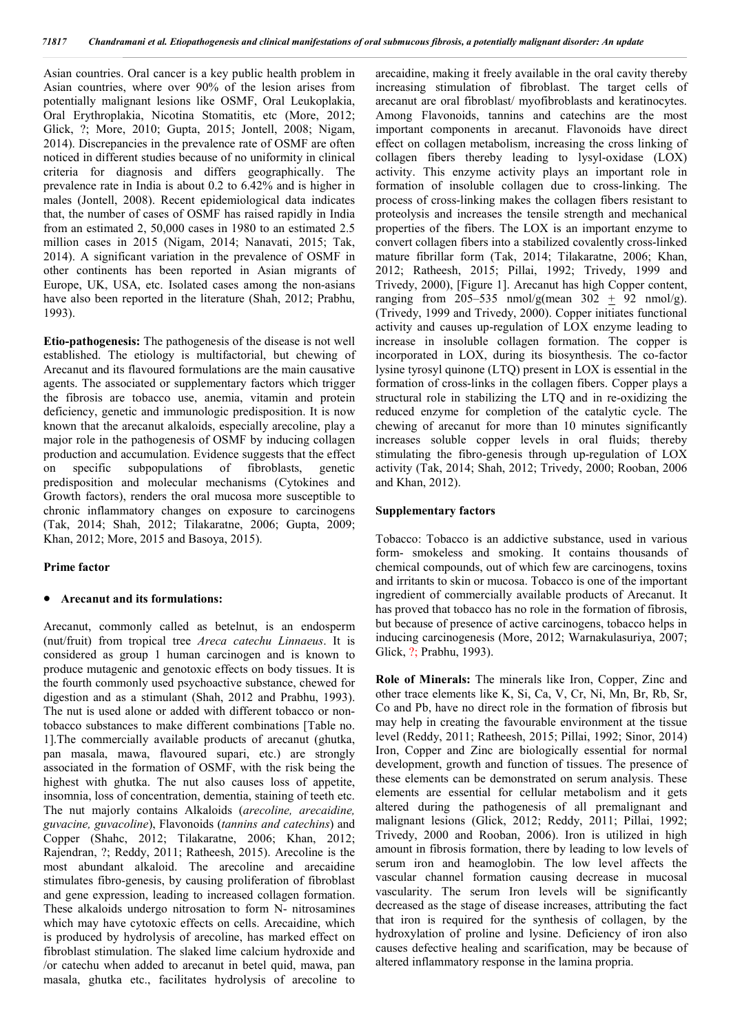Asian countries. Oral cancer is a key public health problem in Asian countries, where over 90% of the lesion arises from potentially malignant lesions like OSMF, Oral Leukoplakia, Oral Erythroplakia, Nicotina Stomatitis, etc (More, 2012; Glick, ?; More, 2010; Gupta, 2015; Jontell, 2008; Nigam, 2014). Discrepancies in the prevalence rate of OSMF are often noticed in different studies because of no uniformity in clinical criteria for diagnosis and differs geographically. The prevalence rate in India is about 0.2 to 6.42% and is higher in males (Jontell, 2008). Recent epidemiological data indicates that, the number of cases of OSMF has raised rapidly in India from an estimated 2, 50,000 cases in 1980 to an estimated 2.5 million cases in 2015 (Nigam, 2014; Nanavati, 2015; Tak, 2014). A significant variation in the prevalence of OSMF in other continents has been reported in Asian migrants of Europe, UK, USA, etc. Isolated cases among the non-asians have also been reported in the literature (Shah, 2012; Prabhu, 1993).

**Etio-pathogenesis:** The pathogenesis of the disease is not well established. The etiology is multifactorial, but chewing of Arecanut and its flavoured formulations are the main causative agents. The associated or supplementary factors which trigger the fibrosis are tobacco use, anemia, vitamin and protein deficiency, genetic and immunologic predisposition. It is now known that the arecanut alkaloids, especially arecoline, play a major role in the pathogenesis of OSMF by inducing collagen production and accumulation. Evidence suggests that the effect on specific subpopulations of fibroblasts, genetic predisposition and molecular mechanisms (Cytokines and Growth factors), renders the oral mucosa more susceptible to chronic inflammatory changes on exposure to carcinogens (Tak, 2014; Shah, 2012; Tilakaratne, 2006; Gupta, 2009; Khan, 2012; More, 2015 and Basoya, 2015).

## Prime factor

- **Arecanut and its formulations:**

Arecanut, commonly called as betelnut, is an endosperm (nut/fruit) from tropical tree *Areca catechu Linnaeus*. It is considered as group 1 human carcinogen and is known to produce mutagenic and genotoxic effects on body tissues. It is the fourth commonly used psychoactive substance, chewed for digestion and as a stimulant (Shah, 2012 and Prabhu, 1993). The nut is used alone or added with different tobacco or non-tobacco substances to make different combinations [Table no. 1].The commercially available products of arecanut (ghutka, pan masala, mawa, flavoured supari, etc.) are strongly associated in the formation of OSMF, with the risk being the highest with ghutka. The nut also causes loss of appetite, insomnia, loss of concentration, dementia, staining of teeth etc. The nut majorly contains Alkaloids (*arecoline, arecaidine, guvacine, guvacoline*), Flavonoids (*tannins and catechins*) and Copper (Shahc, 2012; Tilakaratne, 2006; Khan, 2012; Rajendran, ?; Reddy, 2011; Ratheesh, 2015). Arecoline is the most abundant alkaloid. The arecoline and arecaidine stimulates fibro-genesis, by causing proliferation of fibroblast and gene expression, leading to increased collagen formation. These alkaloids undergo nitrosation to form N- nitrosamines which may have cytotoxic effects on cells. Arecaidine, which is produced by hydrolysis of arecoline, has marked effect on fibroblast stimulation. The slaked lime calcium hydroxide and /or catechu when added to arecanut in betel quid, mawa, pan masala, ghutka etc., facilitates hydrolysis of arecoline to arecaidine, making it freely available in the oral cavity thereby increasing stimulation of fibroblast. The target cells of arecanut are oral fibroblast/ myofibroblasts and keratinocytes. Among Flavonoids, tannins and catechins are the most important components in arecanut. Flavonoids have direct effect on collagen metabolism, increasing the cross linking of collagen fibers thereby leading to lysyl-oxidase (LOX) activity. This enzyme activity plays an important role in formation of insoluble collagen due to cross-linking. The process of cross-linking makes the collagen fibers resistant to proteolysis and increases the tensile strength and mechanical properties of the fibers. The LOX is an important enzyme to convert collagen fibers into a stabilized covalently cross-linked mature fibrillar form (Tak, 2014; Tilakaratne, 2006; Khan, 2012; Ratheesh, 2015; Pillai, 1992; Trivedy, 1999 and Trivedy, 2000), [Figure 1]. Arecanut has high Copper content, ranging from 205–535 nmol/g(mean 302 $\pm$ 92 nmol/g). (Trivedy, 1999 and Trivedy, 2000). Copper initiates functional activity and causes up-regulation of LOX enzyme leading to increase in insoluble collagen formation. The copper is incorporated in LOX, during its biosynthesis. The co-factor lysine tyrosyl quinone (LTQ) present in LOX is essential in the formation of cross-links in the collagen fibers. Copper plays a structural role in stabilizing the LTQ and in re-oxidizing the reduced enzyme for completion of the catalytic cycle. The chewing of arecanut for more than 10 minutes significantly increases soluble copper levels in oral fluids; thereby stimulating the fibro-genesis through up-regulation of LOX activity (Tak, 2014; Shah, 2012; Trivedy, 2000; Rooban, 2006 and Khan, 2012).

## Supplementary factors

Tobacco: Tobacco is an addictive substance, used in various form- smokeless and smoking. It contains thousands of chemical compounds, out of which few are carcinogens, toxins and irritants to skin or mucosa. Tobacco is one of the important ingredient of commercially available products of Arecanut. It has proved that tobacco has no role in the formation of fibrosis, but because of presence of active carcinogens, tobacco helps in inducing carcinogenesis (More, 2012; Warnakulasuriya, 2007; Glick, ?; Prabhu, 1993).

**Role of Minerals:** The minerals like Iron, Copper, Zinc and other trace elements like K, Si, Ca, V, Cr, Ni, Mn, Br, Rb, Sr, Co and Pb, have no direct role in the formation of fibrosis but may help in creating the favourable environment at the tissue level (Reddy, 2011; Ratheesh, 2015; Pillai, 1992; Sinor, 2014) Iron, Copper and Zinc are biologically essential for normal development, growth and function of tissues. The presence of these elements can be demonstrated on serum analysis. These elements are essential for cellular metabolism and it gets altered during the pathogenesis of all premalignant and malignant lesions (Glick, 2012; Reddy, 2011; Pillai, 1992; Trivedy, 2000 and Rooban, 2006). Iron is utilized in high amount in fibrosis formation, there by leading to low levels of serum iron and heamoglobin. The low level affects the vascular channel formation causing decrease in mucosal vascularity. The serum Iron levels will be significantly decreased as the stage of disease increases, attributing the fact that iron is required for the synthesis of collagen, by the hydroxylation of proline and lysine. Deficiency of iron also causes defective healing and scarification, may be because of altered inflammatory response in the lamina propria.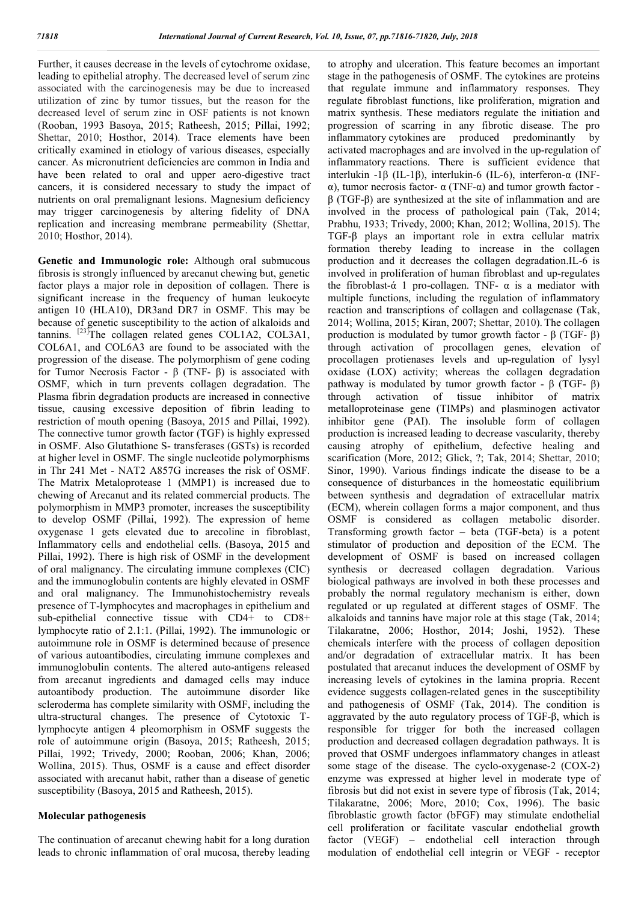Further, it causes decrease in the levels of cytochrome oxidase, leading to epithelial atrophy. The decreased level of serum zinc associated with the carcinogenesis may be due to increased utilization of zinc by tumor tissues, but the reason for the decreased level of serum zinc in OSF patients is not known (Rooban, 1993 Basoya, 2015; Ratheesh, 2015; Pillai, 1992; Shettar, 2010; Hosthor, 2014). Trace elements have been critically examined in etiology of various diseases, especially cancer. As micronutrient deficiencies are common in India and have been related to oral and upper aero-digestive tract cancers, it is considered necessary to study the impact of nutrients on oral premalignant lesions. Magnesium deficiency may trigger carcinogenesis by altering fidelity of DNA replication and increasing membrane permeability (Shettar, 2010; Hosthor, 2014).

**Genetic and Immunologic role:** Although oral submucous fibrosis is strongly influenced by arecanut chewing but, genetic factor plays a major role in deposition of collagen. There is significant increase in the frequency of human leukocyte antigen 10 (HLA10), DR3and DR7 in OSMF. This may be because of genetic susceptibility to the action of alkaloids and tannins. [23]The collagen related genes COL1A2, COL3A1, COL6A1, and COL6A3 are found to be associated with the progression of the disease. The polymorphism of gene coding for Tumor Necrosis Factor - β (TNF- β) is associated with OSMF, which in turn prevents collagen degradation. The Plasma fibrin degradation products are increased in connective tissue, causing excessive deposition of fibrin leading to restriction of mouth opening (Basoya, 2015 and Pillai, 1992). The connective tumor growth factor (TGF) is highly expressed in OSMF. Also Glutathione S- transferases (GSTs) is recorded at higher level in OSMF. The single nucleotide polymorphisms in Thr 241 Met - NAT2 A857G increases the risk of OSMF. The Matrix Metaloprotease 1 (MMP1) is increased due to chewing of Arecanut and its related commercial products. The polymorphism in MMP3 promoter, increases the susceptibility to develop OSMF (Pillai, 1992). The expression of heme oxygenase 1 gets elevated due to arecoline in fibroblast, Inflammatory cells and endothelial cells. (Basoya, 2015 and Pillai, 1992). There is high risk of OSMF in the development of oral malignancy. The circulating immune complexes (CIC) and the immunoglobulin contents are highly elevated in OSMF and oral malignancy. The Immunohistochemistry reveals presence of T-lymphocytes and macrophages in epithelium and sub-epithelial connective tissue with CD4+ to CD8+ lymphocyte ratio of 2.1:1. (Pillai, 1992). The immunologic or autoimmune role in OSMF is determined because of presence of various autoantibodies, circulating immune complexes and immunoglobulin contents. The altered auto-antigens released from arecanut ingredients and damaged cells may induce autoantibody production. The autoimmune disorder like scleroderma has complete similarity with OSMF, including the ultra-structural changes. The presence of Cytotoxic T-lymphocyte antigen 4 pleomorphism in OSMF suggests the role of autoimmune origin (Basoya, 2015; Ratheesh, 2015; Pillai, 1992; Trivedy, 2000; Rooban, 2006; Khan, 2006; Wollina, 2015). Thus, OSMF is a cause and effect disorder associated with arecanut habit, rather than a disease of genetic susceptibility (Basoya, 2015 and Ratheesh, 2015).

## Molecular pathogenesis

The continuation of arecanut chewing habit for a long duration leads to chronic inflammation of oral mucosa, thereby leading to atrophy and ulceration. This feature becomes an important stage in the pathogenesis of OSMF. The cytokines are proteins that regulate immune and inflammatory responses. They regulate fibroblast functions, like proliferation, migration and matrix synthesis. These mediators regulate the initiation and progression of scarring in any fibrotic disease. The pro inflammatory cytokines are produced predominantly by activated macrophages and are involved in the up-regulation of inflammatory reactions. There is sufficient evidence that interlukin -1β (IL-1β), interlukin-6 (IL-6), interferon-α (INF-α), tumor necrosis factor- α (TNF-α) and tumor growth factor -β (TGF-β) are synthesized at the site of inflammation and are involved in the process of pathological pain (Tak, 2014; Prabhu, 1933; Trivedy, 2000; Khan, 2012; Wollina, 2015). The TGF-β plays an important role in extra cellular matrix formation thereby leading to increase in the collagen production and it decreases the collagen degradation.IL-6 is involved in proliferation of human fibroblast and up-regulates the fibroblast-ά 1 pro-collagen. TNF- α is a mediator with multiple functions, including the regulation of inflammatory reaction and transcriptions of collagen and collagenase (Tak, 2014; Wollina, 2015; Kiran, 2007; Shettar, 2010). The collagen production is modulated by tumor growth factor - β (TGF- β) through activation of procollagen genes, elevation of procollagen protienases levels and up-regulation of lysyl oxidase (LOX) activity; whereas the collagen degradation pathway is modulated by tumor growth factor - β (TGF- β) through activation of tissue inhibitor of matrix metalloproteinase gene (TIMPs) and plasminogen activator inhibitor gene (PAI). The insoluble form of collagen production is increased leading to decrease vascularity, thereby causing atrophy of epithelium, defective healing and scarification (More, 2012; Glick, ?; Tak, 2014; Shettar, 2010; Sinor, 1990). Various findings indicate the disease to be a consequence of disturbances in the homeostatic equilibrium between synthesis and degradation of extracellular matrix (ECM), wherein collagen forms a major component, and thus OSMF is considered as collagen metabolic disorder. Transforming growth factor – beta (TGF-beta) is a potent stimulator of production and deposition of the ECM. The development of OSMF is based on increased collagen synthesis or decreased collagen degradation. Various biological pathways are involved in both these processes and probably the normal regulatory mechanism is either, down regulated or up regulated at different stages of OSMF. The alkaloids and tannins have major role at this stage (Tak, 2014; Tilakaratne, 2006; Hosthor, 2014; Joshi, 1952). These chemicals interfere with the process of collagen deposition and/or degradation of extracellular matrix. It has been postulated that arecanut induces the development of OSMF by increasing levels of cytokines in the lamina propria. Recent evidence suggests collagen-related genes in the susceptibility and pathogenesis of OSMF (Tak, 2014). The condition is aggravated by the auto regulatory process of TGF-β, which is responsible for trigger for both the increased collagen production and decreased collagen degradation pathways. It is proved that OSMF undergoes inflammatory changes in atleast some stage of the disease. The cyclo-oxygenase-2 (COX-2) enzyme was expressed at higher level in moderate type of fibrosis but did not exist in severe type of fibrosis (Tak, 2014; Tilakaratne, 2006; More, 2010; Cox, 1996). The basic fibroblastic growth factor (bFGF) may stimulate endothelial cell proliferation or facilitate vascular endothelial growth factor (VEGF) – endothelial cell interaction through modulation of endothelial cell integrin or VEGF - receptor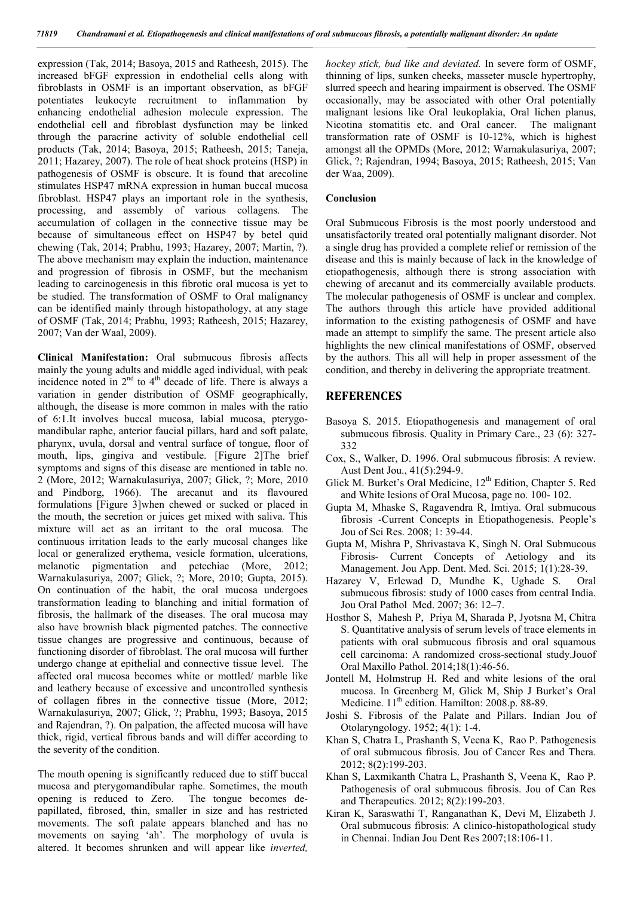expression (Tak, 2014; Basoya, 2015 and Ratheesh, 2015). The increased bFGF expression in endothelial cells along with fibroblasts in OSMF is an important observation, as bFGF potentiates leukocyte recruitment to inflammation by enhancing endothelial adhesion molecule expression. The endothelial cell and fibroblast dysfunction may be linked through the paracrine activity of soluble endothelial cell products (Tak, 2014; Basoya, 2015; Ratheesh, 2015; Taneja, 2011; Hazarey, 2007). The role of heat shock proteins (HSP) in pathogenesis of OSMF is obscure. It is found that arecoline stimulates HSP47 mRNA expression in human buccal mucosa fibroblast. HSP47 plays an important role in the synthesis, processing, and assembly of various collagens. The accumulation of collagen in the connective tissue may be because of simultaneous effect on HSP47 by betel quid chewing (Tak, 2014; Prabhu, 1993; Hazarey, 2007; Martin, ?). The above mechanism may explain the induction, maintenance and progression of fibrosis in OSMF, but the mechanism leading to carcinogenesis in this fibrotic oral mucosa is yet to be studied. The transformation of OSMF to Oral malignancy can be identified mainly through histopathology, at any stage of OSMF (Tak, 2014; Prabhu, 1993; Ratheesh, 2015; Hazarey, 2007; Van der Waal, 2009).

**Clinical Manifestation:** Oral submucous fibrosis affects mainly the young adults and middle aged individual, with peak incidence noted in 2nd to 4th decade of life. There is always a variation in gender distribution of OSMF geographically, although, the disease is more common in males with the ratio of 6:1.It involves buccal mucosa, labial mucosa, pterygo-mandibular raphe, anterior faucial pillars, hard and soft palate, pharynx, uvula, dorsal and ventral surface of tongue, floor of mouth, lips, gingiva and vestibule. [Figure 2]The brief symptoms and signs of this disease are mentioned in table no. 2 (More, 2012; Warnakulasuriya, 2007; Glick, ?; More, 2010 and Pindborg, 1966). The arecanut and its flavoured formulations [Figure 3]when chewed or sucked or placed in the mouth, the secretion or juices get mixed with saliva. This mixture will act as an irritant to the oral mucosa. The continuous irritation leads to the early mucosal changes like local or generalized erythema, vesicle formation, ulcerations, melanotic pigmentation and petechiae (More, 2012; Warnakulasuriya, 2007; Glick, ?; More, 2010; Gupta, 2015). On continuation of the habit, the oral mucosa undergoes transformation leading to blanching and initial formation of fibrosis, the hallmark of the diseases. The oral mucosa may also have brownish black pigmented patches. The connective tissue changes are progressive and continuous, because of functioning disorder of fibroblast. The oral mucosa will further undergo change at epithelial and connective tissue level. The affected oral mucosa becomes white or mottled/ marble like and leathery because of excessive and uncontrolled synthesis of collagen fibres in the connective tissue (More, 2012; Warnakulasuriya, 2007; Glick, ?; Prabhu, 1993; Basoya, 2015 and Rajendran, ?). On palpation, the affected mucosa will have thick, rigid, vertical fibrous bands and will differ according to the severity of the condition.

The mouth opening is significantly reduced due to stiff buccal mucosa and pterygomandibular raphe. Sometimes, the mouth opening is reduced to Zero. The tongue becomes de-papillated, fibrosed, thin, smaller in size and has restricted movements. The soft palate appears blanched and has no movements on saying 'ah'. The morphology of uvula is altered. It becomes shrunken and will appear like *inverted, hockey stick, bud like and deviated.* In severe form of OSMF, thinning of lips, sunken cheeks, masseter muscle hypertrophy, slurred speech and hearing impairment is observed. The OSMF occasionally, may be associated with other Oral potentially malignant lesions like Oral leukoplakia, Oral lichen planus, Nicotina stomatitis etc. and Oral cancer. The malignant transformation rate of OSMF is 10-12%, which is highest amongst all the OPMDs (More, 2012; Warnakulasuriya, 2007; Glick, ?; Rajendran, 1994; Basoya, 2015; Ratheesh, 2015; Van der Waa, 2009).

## Conclusion

Oral Submucous Fibrosis is the most poorly understood and unsatisfactorily treated oral potentially malignant disorder. Not a single drug has provided a complete relief or remission of the disease and this is mainly because of lack in the knowledge of etiopathogenesis, although there is strong association with chewing of arecanut and its commercially available products. The molecular pathogenesis of OSMF is unclear and complex. The authors through this article have provided additional information to the existing pathogenesis of OSMF and have made an attempt to simplify the same. The present article also highlights the new clinical manifestations of OSMF, observed by the authors. This all will help in proper assessment of the condition, and thereby in delivering the appropriate treatment.

## REFERENCES

- Basoya S. 2015. Etiopathogenesis and management of oral submucous fibrosis. Quality in Primary Care., 23 (6): 327-332
- Cox, S., Walker, D. 1996. Oral submucous fibrosis: A review. Aust Dent Jou., 41(5):294-9.
- Glick M. Burket's Oral Medicine, 12th Edition, Chapter 5. Red and White lesions of Oral Mucosa, page no. 100- 102.
- Gupta M, Mhaske S, Ragavendra R, Imtiya. Oral submucous fibrosis -Current Concepts in Etiopathogenesis. People's Jou of Sci Res. 2008; 1: 39-44.
- Gupta M, Mishra P, Shrivastava K, Singh N. Oral Submucous Fibrosis- Current Concepts of Aetiology and its Management. Jou App. Dent. Med. Sci. 2015; 1(1):28-39.
- Hazarey V, Erlewad D, Mundhe K, Ughade S. Oral submucous fibrosis: study of 1000 cases from central India. Jou Oral Pathol Med. 2007; 36: 12–7.
- Hosthor S, Mahesh P, Priya M, Sharada P, Jyotsna M, Chitra S. Quantitative analysis of serum levels of trace elements in patients with oral submucous fibrosis and oral squamous cell carcinoma: A randomized cross-sectional study.Jouof Oral Maxillo Pathol. 2014;18(1):46-56.
- Jontell M, Holmstrup H. Red and white lesions of the oral mucosa. In Greenberg M, Glick M, Ship J Burket's Oral Medicine. 11th edition. Hamilton: 2008.p. 88-89.
- Joshi S. Fibrosis of the Palate and Pillars. Indian Jou of Otolaryngology. 1952; 4(1): 1-4.
- Khan S, Chatra L, Prashanth S, Veena K, Rao P. Pathogenesis of oral submucous fibrosis. Jou of Cancer Res and Thera. 2012; 8(2):199-203.
- Khan S, Laxmikanth Chatra L, Prashanth S, Veena K, Rao P. Pathogenesis of oral submucous fibrosis. Jou of Can Res and Therapeutics. 2012; 8(2):199-203.
- Kiran K, Saraswathi T, Ranganathan K, Devi M, Elizabeth J. Oral submucous fibrosis: A clinico-histopathological study in Chennai. Indian Jou Dent Res 2007;18:106-11.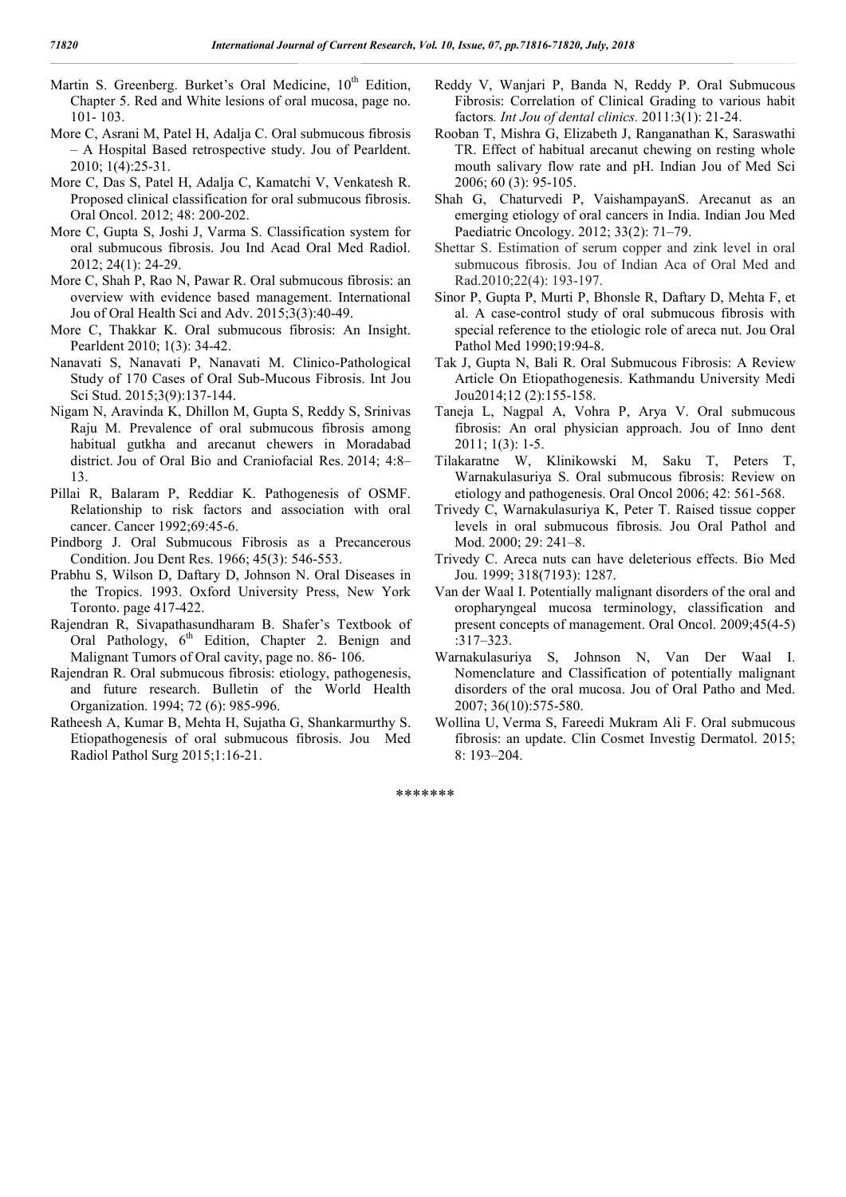Martin S. Greenberg. Burket's Oral Medicine, 10th Edition, Chapter 5. Red and White lesions of oral mucosa, page no. 101- 103.

More C, Asrani M, Patel H, Adalja C. Oral submucous fibrosis – A Hospital Based retrospective study. Jou of Pearldent. 2010; 1(4):25-31.

More C, Das S, Patel H, Adalja C, Kamatchi V, Venkatesh R. Proposed clinical classification for oral submucous fibrosis. Oral Oncol. 2012; 48: 200-202.

More C, Gupta S, Joshi J, Varma S. Classification system for oral submucous fibrosis. Jou Ind Acad Oral Med Radiol. 2012; 24(1): 24-29.

More C, Shah P, Rao N, Pawar R. Oral submucous fibrosis: an overview with evidence based management. International Jou of Oral Health Sci and Adv. 2015;3(3):40-49.

More C, Thakkar K. Oral submucous fibrosis: An Insight. Pearldent 2010; 1(3): 34-42.

Nanavati S, Nanavati P, Nanavati M. Clinico-Pathological Study of 170 Cases of Oral Sub-Mucous Fibrosis. Int Jou Sci Stud. 2015;3(9):137-144.

Nigam N, Aravinda K, Dhillon M, Gupta S, Reddy S, Srinivas Raju M. Prevalence of oral submucous fibrosis among habitual gutkha and arecanut chewers in Moradabad district. Jou of Oral Bio and Craniofacial Res. 2014; 4:8–13.

Pillai R, Balaram P, Reddiar K. Pathogenesis of OSMF. Relationship to risk factors and association with oral cancer. Cancer 1992;69:45-6.

Pindborg J. Oral Submucous Fibrosis as a Precancerous Condition. Jou Dent Res. 1966; 45(3): 546-553.

Prabhu S, Wilson D, Daftary D, Johnson N. Oral Diseases in the Tropics. 1993. Oxford University Press, New York Toronto. page 417-422.

Rajendran R, Sivapathasundharam B. Shafer's Textbook of Oral Pathology, 6th Edition, Chapter 2. Benign and Malignant Tumors of Oral cavity, page no. 86- 106.

Rajendran R. Oral submucous fibrosis: etiology, pathogenesis, and future research. Bulletin of the World Health Organization. 1994; 72 (6): 985-996.

Ratheesh A, Kumar B, Mehta H, Sujatha G, Shankarmurthy S. Etiopathogenesis of oral submucous fibrosis. Jou Med Radiol Pathol Surg 2015;1:16-21.

Reddy V, Wanjari P, Banda N, Reddy P. Oral Submucous Fibrosis: Correlation of Clinical Grading to various habit factors. *Int Jou of dental clinics.* 2011:3(1): 21-24.

Rooban T, Mishra G, Elizabeth J, Ranganathan K, Saraswathi TR. Effect of habitual arecanut chewing on resting whole mouth salivary flow rate and pH. Indian Jou of Med Sci 2006; 60 (3): 95-105.

Shah G, Chaturvedi P, VaishampayanS. Arecanut as an emerging etiology of oral cancers in India. Indian Jou Med Paediatric Oncology. 2012; 33(2): 71–79.

Shettar S. Estimation of serum copper and zink level in oral submucous fibrosis. Jou of Indian Aca of Oral Med and Rad.2010;22(4): 193-197.

Sinor P, Gupta P, Murti P, Bhonsle R, Daftary D, Mehta F, et al. A case-control study of oral submucous fibrosis with special reference to the etiologic role of areca nut. Jou Oral Pathol Med 1990;19:94-8.

Tak J, Gupta N, Bali R. Oral Submucous Fibrosis: A Review Article On Etiopathogenesis. Kathmandu University Medi Jou2014;12 (2):155-158.

Taneja L, Nagpal A, Vohra P, Arya V. Oral submucous fibrosis: An oral physician approach. Jou of Inno dent 2011; 1(3): 1-5.

Tilakaratne W, Klinikowski M, Saku T, Peters T, Warnakulasuriya S. Oral submucous fibrosis: Review on etiology and pathogenesis. Oral Oncol 2006; 42: 561-568.

Trivedy C, Warnakulasuriya K, Peter T. Raised tissue copper levels in oral submucous fibrosis. Jou Oral Pathol and Mod. 2000; 29: 241–8.

Trivedy C. Areca nuts can have deleterious effects. Bio Med Jou. 1999; 318(7193): 1287.

Van der Waal I. Potentially malignant disorders of the oral and oropharyngeal mucosa terminology, classification and present concepts of management. Oral Oncol. 2009;45(4-5) :317–323.

Warnakulasuriya S, Johnson N, Van Der Waal I. Nomenclature and Classification of potentially malignant disorders of the oral mucosa. Jou of Oral Patho and Med. 2007; 36(10):575-580.

Wollina U, Verma S, Fareedi Mukram Ali F. Oral submucous fibrosis: an update. Clin Cosmet Investig Dermatol. 2015; 8: 193–204.

\*\*\*\*\*\*\*